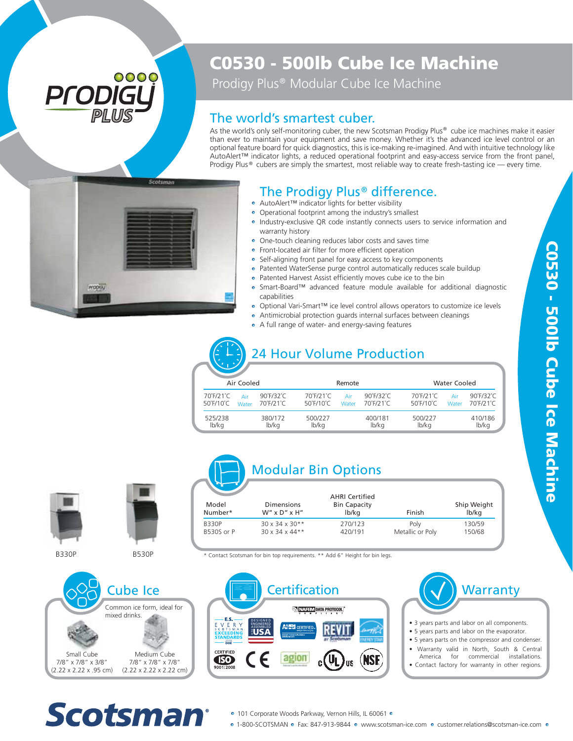# C0530 - 500lb Cube Ice Machine

Prodigy Plus® Modular Cube Ice Machine

## The world's smartest cuber.

As the world's only self-monitoring cuber, the new Scotsman Prodigy Plus® cube ice machines make it easier than ever to maintain your equipment and save money. Whether it's the advanced ice level control or an optional feature board for quick diagnostics, this is ice-making re-imagined. And with intuitive technology like AutoAlert™ indicator lights, a reduced operational footprint and easy-access service from the front panel, Prodigy Plus® cubers are simply the smartest, most reliable way to create fresh-tasting ice — every time.

## The Prodigy Plus® difference.

- AutoAlert™ indicator lights for better visibility
- Operational footprint among the industry's smallest
- Industry-exclusive QR code instantly connects users to service information and warranty history
- One-touch cleaning reduces labor costs and saves time
- Front-located air filter for more efficient operation
- Self-aligning front panel for easy access to key components
- Patented WaterSense purge control automatically reduces scale buildup
- Patented Harvest Assist efficiently moves cube ice to the bin
- Smart-Board™ advanced feature module available for additional diagnostic capabilities
- Optional Vari-Smart™ ice level control allows operators to customize ice levels
- Antimicrobial protection guards internal surfaces between cleanings
- A full range of water- and energy-saving features

## 24 Hour Volume Production

| Air Cooled | | Remote | | Water Cooled | |
|---|---|---|---|---|---|
| 70˚F/21˚C Air<br>50˚F/10˚C Water | 90˚F/32˚C Air<br>70˚F/21˚C Water | 70˚F/21˚C Air<br>50˚F/10˚C Water | 90˚F/32˚C Air<br>70˚F/21˚C Water | 70˚F/21˚C Air<br>50˚F/10˚C Water | 90˚F/32˚C Air<br>70˚F/21˚C Water |
| 525/238 lb/kg | 380/172 lb/kg | 500/227 lb/kg | 400/181 lb/kg | 500/227 lb/kg | 410/186 lb/kg |

## Modular Bin Options

| Model Number* | Dimensions W" x D" x H" | AHRI Certified Bin Capacity lb/kg | Finish | Ship Weight lb/kg |
|---|---|---|---|---|
| B330P | 30 x 34 x 30** | 270/123 | Poly | 130/59 |
| B530S or P | 30 x 34 x 44** | 420/191 | Metallic or Poly | 150/68 |

\* Contact Scotsman for bin top requirements. ** Add 6" Height for bin legs.

B330P B530P

## Cube Ice

Common ice form, ideal for mixed drinks.

Small Cube
7/8" x 7/8" x 3/8"
(2.22 x 2.22 x .95 cm)

Medium Cube
7/8" x 7/8" x 7/8"
(2.22 x 2.22 x 2.22 cm)

## Certification

NAFEM DATA PROTOCOL COMPLIANT; E.S. EVERY SCOTSMAN EXCEEDING STANDARDS 2018 DOE; DESIGNED ENGINEERED ASSEMBLED USA; AHRI CERTIFIED; REVIT by Scotsman; ENERGY STAR; CERTIFIED ISO 9001:2008; CE; agion; cULus; NSF

## Warranty

- 3 years parts and labor on all components.
- 5 years parts and labor on the evaporator.
- 5 years parts on the compressor and condenser.
- Warranty valid in North, South & Central America for commercial installations.
- Contact factory for warranty in other regions.

Scotsman®

101 Corporate Woods Parkway, Vernon Hills, IL 60061
1-800-SCOTSMAN • Fax: 847-913-9844 • www.scotsman-ice.com • customer.relations@scotsman-ice.com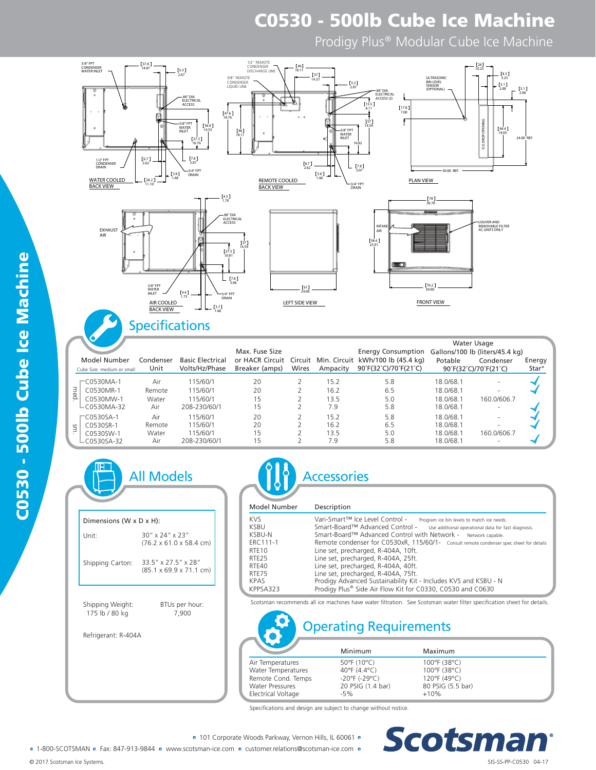# C0530 - 500lb Cube Ice Machine

Prodigy Plus® Modular Cube Ice Machine

3/8" FPT CONDENSER WATER INLET
[37.8] 14.87
[5.3] 2.07
.88" DIA ELECTRICAL ACCESS
3/8" FPT WATER INLET
[36.9] 14.53
[27.3] 10.76
1/2" FPT CONDENSER DRAIN
[6.7] 2.62
[7.8] 3.07
3/4" FPT DRAIN
[3.8] 1.48
[28.2] 11.10
WATER COOLED BACK VIEW

1/2" REMOTE CONDENSER DISCHARGE LINE
3/8" REMOTE CONDENSER LIQUID LINE
[46] 18.11
[37] 14.57
[5.3] 2.07
.88" DIA ELECTRICAL ACCESS (2)
[15.5] 6.11
[47.6] 18.76
[46] 18.11
[37] 14.59
3/8" FPT WATER INLET
10.82
[6.7] 2.62
[3.8] 1.48
[7.8] 3.07
3/4" FPT DRAIN
REMOTE COOLED BACK VIEW

[26] 10.25
[8.3] 3.25
ULTRASONIC BIN LEVEL SENSOR (OPTIONAL)
[5.1] 2.00
[5.1] 2.00
[17.8] 7.00
ICE DROP OPENING
[48.4] 19.05
24.00 REF.
30.00 REF.
PLAN VIEW

[4.3] 1.70
.88" DIA ELECTRICAL ACCESS
EXHAUST AIR
[37] 14.59
[27.5] 10.81
[7.8] 3.06
3/8" FPT WATER INLET
[4.4] 1.73
3/4" FPT DRAIN
[3.7] 1.48
AIR COOLED BACK VIEW

[61] 24.00
LEFT SIDE VIEW

[78] 30.70
INTAKE AIR
LOUVER AND REMOVABLE FILTER AC UNITS ONLY
[58.4] 23.01
[76.2] 30.00
FRONT VIEW

## Specifications

| | Model Number (Cube Size: medium or small) | Condenser Unit | Basic Electrical Volts/Hz/Phase | Max. Fuse Size or HACR Circuit Breaker (amps) | Circuit Wires | Min. Circuit Ampacity | Energy Consumption kWh/100 lb (45.4 kg) 90˚F(32˚C)/70˚F(21˚C) | Water Usage Gallons/100 lb (liters/45.4 kg) Potable 90˚F(32˚C)/70˚F(21˚C) | Water Usage Condenser | Energy Star® |
|---|---|---|---|---|---|---|---|---|---|---|
| med. | C0530MA-1 | Air | 115/60/1 | 20 | 2 | 15.2 | 5.8 | 18.0/68.1 | - | ✓ |
| | C0530MR-1 | Remote | 115/60/1 | 20 | 2 | 16.2 | 6.5 | 18.0/68.1 | - | ✓ |
| | C0530MW-1 | Water | 115/60/1 | 15 | 2 | 13.5 | 5.0 | 18.0/68.1 | 160.0/606.7 | |
| | C0530MA-32 | Air | 208-230/60/1 | 15 | 2 | 7.9 | 5.8 | 18.0/68.1 | - | ✓ |
| sm. | C0530SA-1 | Air | 115/60/1 | 20 | 2 | 15.2 | 5.8 | 18.0/68.1 | - | ✓ |
| | C0530SR-1 | Remote | 115/60/1 | 20 | 2 | 16.2 | 6.5 | 18.0/68.1 | - | ✓ |
| | C0530SW-1 | Water | 115/60/1 | 15 | 2 | 13.5 | 5.0 | 18.0/68.1 | 160.0/606.7 | |
| | C0530SA-32 | Air | 208-230/60/1 | 15 | 2 | 7.9 | 5.8 | 18.0/68.1 | - | ✓ |

## All Models

**Dimensions (W x D x H):**

| | |
|---|---|
| Unit: | 30" x 24" x 23" (76.2 x 61.0 x 58.4 cm) |
| Shipping Carton: | 33.5" x 27.5" x 28" (85.1 x 69.9 x 71.1 cm) |

Shipping Weight: 175 lb / 80 kg

BTUs per hour: 7,900

Refrigerant: R-404A

## Accessories

| Model Number | Description |
|---|---|
| KVS | Vari-Smart™ Ice Level Control - Program ice bin levels to match ice needs. |
| KSBU | Smart-Board™ Advanced Control - Use additional operational data for fast diagnosis. |
| KSBU-N | Smart-Board™ Advanced Control with Network - Network capable. |
| ERC111-1 | Remote condenser for C0530xR, 115/60/1- Consult remote condenser spec sheet for details |
| RTE10 | Line set, precharged, R-404A, 10ft. |
| RTE25 | Line set, precharged, R-404A, 25ft. |
| RTE40 | Line set, precharged, R-404A, 40ft. |
| RTE75 | Line set, precharged, R-404A, 75ft. |
| KPAS | Prodigy Advanced Sustainability Kit - Includes KVS and KSBU - N |
| KPPSA323 | Prodigy Plus® Side Air Flow Kit for C0330, C0530 and C0630 |

Scotsman recommends all ice machines have water filtration. See Scotsman water filter specification sheet for details.

## Operating Requirements

| | Minimum | Maximum |
|---|---|---|
| Air Temperatures | 50°F (10°C) | 100°F (38°C) |
| Water Temperatures | 40°F (4.4°C) | 100°F (38°C) |
| Remote Cond. Temps | -20°F (-29°C) | 120°F (49°C) |
| Water Pressures | 20 PSIG (1.4 bar) | 80 PSIG (5.5 bar) |
| Electrical Voltage | -5% | +10% |

Specifications and design are subject to change without notice.

101 Corporate Woods Parkway, Vernon Hills, IL 60061

1-800-SCOTSMAN • Fax: 847-913-9844 • www.scotsman-ice.com • customer.relations@scotsman-ice.com

Scotsman®

© 2017 Scotsman Ice Systems.

SIS-SS-PP-C0530 04-17